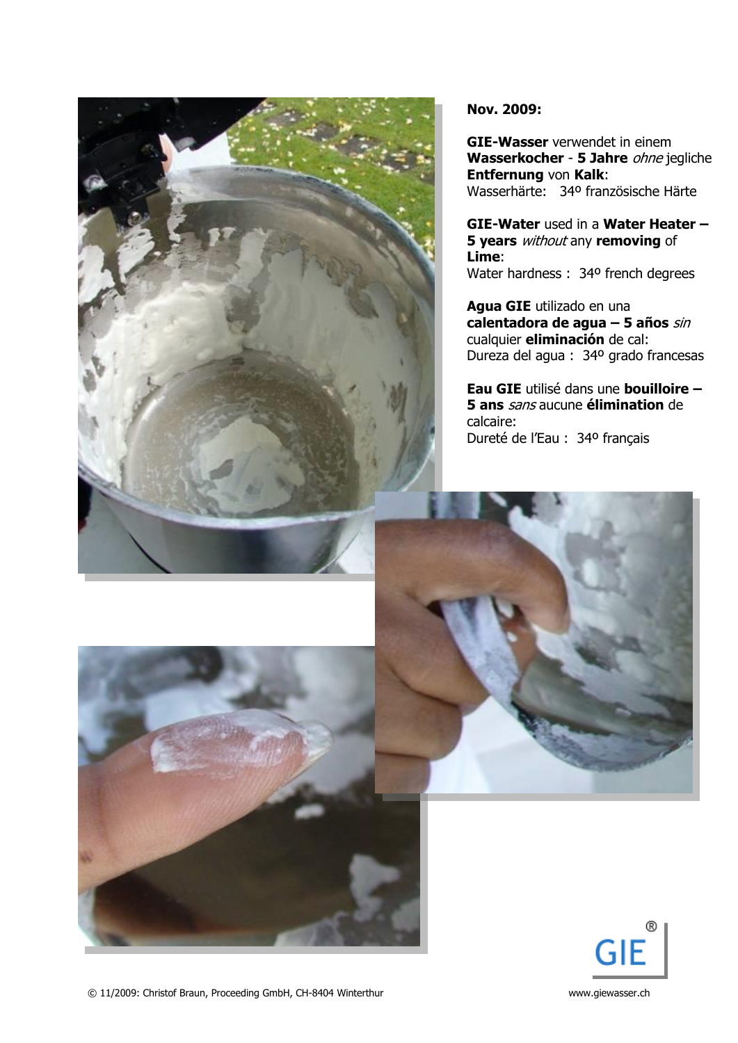**Nov. 2009:**

**GIE-Wasser** verwendet in einem **Wasserkocher** - **5 Jahre** *ohne* jegliche **Entfernung** von **Kalk**:
Wasserhärte: 34º französische Härte

**GIE-Water** used in a **Water Heater – 5 years** *without* any **removing** of **Lime**:
Water hardness : 34º french degrees

**Agua GIE** utilizado en una **calentadora de agua – 5 años** *sin* cualquier **eliminación** de cal:
Dureza del agua : 34º grado francesas

**Eau GIE** utilisé dans une **bouilloire – 5 ans** *sans* aucune **élimination** de calcaire:
Dureté de l'Eau : 34º français

© 11/2009: Christof Braun, Proceeding GmbH, CH-8404 Winterthur

www.giewasser.ch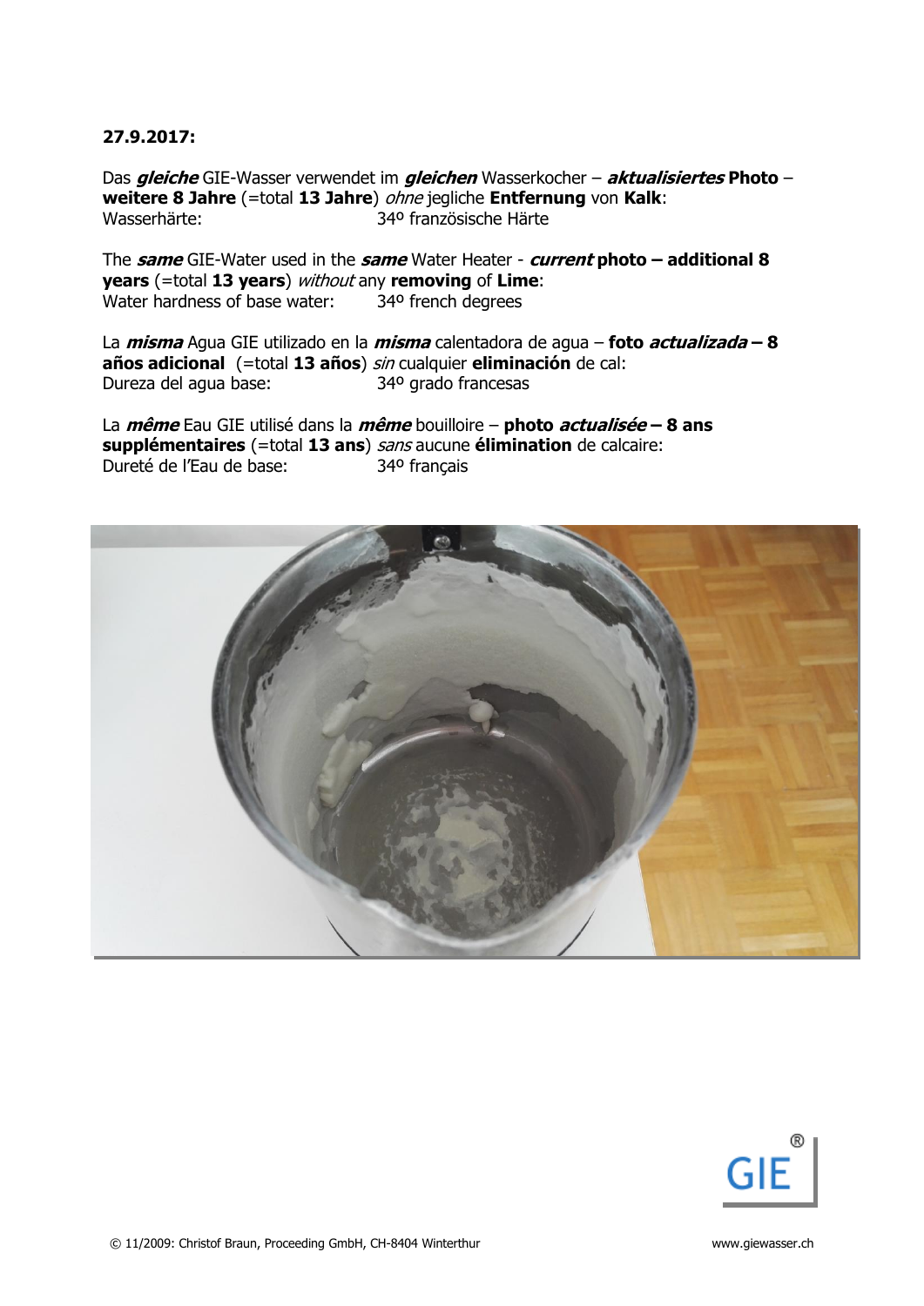**27.9.2017:**

Das ***gleiche*** GIE-Wasser verwendet im ***gleichen*** Wasserkocher – ***aktualisiertes* Photo** – **weitere 8 Jahre** (=total **13 Jahre**) *ohne* jegliche **Entfernung** von **Kalk**:
Wasserhärte: 34º französische Härte

The ***same*** GIE-Water used in the ***same*** Water Heater - ***current* photo – additional 8 years** (=total **13 years**) *without* any **removing** of **Lime**:
Water hardness of base water: 34º french degrees

La ***misma*** Agua GIE utilizado en la ***misma*** calentadora de agua – **foto *actualizada* – 8 años adicional** (=total **13 años**) *sin* cualquier **eliminación** de cal:
Dureza del agua base: 34º grado francesas

La ***même*** Eau GIE utilisé dans la ***même*** bouilloire – **photo *actualisée* – 8 ans supplémentaires** (=total **13 ans**) *sans* aucune **élimination** de calcaire:
Dureté de l'Eau de base: 34º français

GIE®

© 11/2009: Christof Braun, Proceeding GmbH, CH-8404 Winterthur www.giewasser.ch